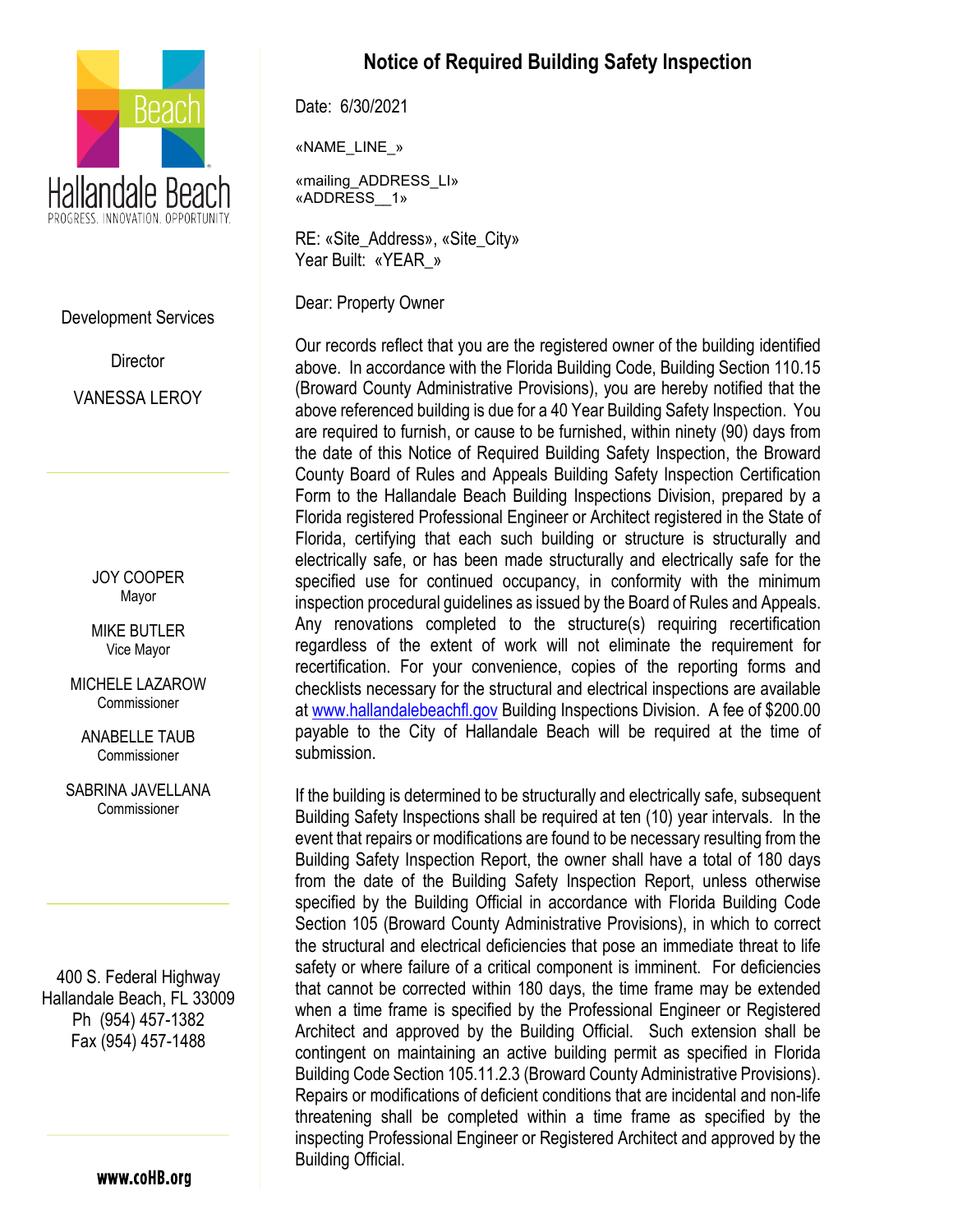Hallandale Beach
PROGRESS. INNOVATION. OPPORTUNITY.

Development Services

Director

VANESSA LEROY

JOY COOPER
Mayor

MIKE BUTLER
Vice Mayor

MICHELE LAZAROW
Commissioner

ANABELLE TAUB
Commissioner

SABRINA JAVELLANA
Commissioner

400 S. Federal Highway
Hallandale Beach, FL 33009
Ph (954) 457-1382
Fax (954) 457-1488

www.coHB.org

# Notice of Required Building Safety Inspection

Date: 6/30/2021

«NAME_LINE_»

«mailing_ADDRESS_LI»
«ADDRESS__1»

RE: «Site_Address», «Site_City»
Year Built: «YEAR_»

Dear: Property Owner

Our records reflect that you are the registered owner of the building identified above. In accordance with the Florida Building Code, Building Section 110.15 (Broward County Administrative Provisions), you are hereby notified that the above referenced building is due for a 40 Year Building Safety Inspection. You are required to furnish, or cause to be furnished, within ninety (90) days from the date of this Notice of Required Building Safety Inspection, the Broward County Board of Rules and Appeals Building Safety Inspection Certification Form to the Hallandale Beach Building Inspections Division, prepared by a Florida registered Professional Engineer or Architect registered in the State of Florida, certifying that each such building or structure is structurally and electrically safe, or has been made structurally and electrically safe for the specified use for continued occupancy, in conformity with the minimum inspection procedural guidelines as issued by the Board of Rules and Appeals. Any renovations completed to the structure(s) requiring recertification regardless of the extent of work will not eliminate the requirement for recertification. For your convenience, copies of the reporting forms and checklists necessary for the structural and electrical inspections are available at www.hallandalebeachfl.gov Building Inspections Division. A fee of $200.00 payable to the City of Hallandale Beach will be required at the time of submission.

If the building is determined to be structurally and electrically safe, subsequent Building Safety Inspections shall be required at ten (10) year intervals. In the event that repairs or modifications are found to be necessary resulting from the Building Safety Inspection Report, the owner shall have a total of 180 days from the date of the Building Safety Inspection Report, unless otherwise specified by the Building Official in accordance with Florida Building Code Section 105 (Broward County Administrative Provisions), in which to correct the structural and electrical deficiencies that pose an immediate threat to life safety or where failure of a critical component is imminent. For deficiencies that cannot be corrected within 180 days, the time frame may be extended when a time frame is specified by the Professional Engineer or Registered Architect and approved by the Building Official. Such extension shall be contingent on maintaining an active building permit as specified in Florida Building Code Section 105.11.2.3 (Broward County Administrative Provisions). Repairs or modifications of deficient conditions that are incidental and non-life threatening shall be completed within a time frame as specified by the inspecting Professional Engineer or Registered Architect and approved by the Building Official.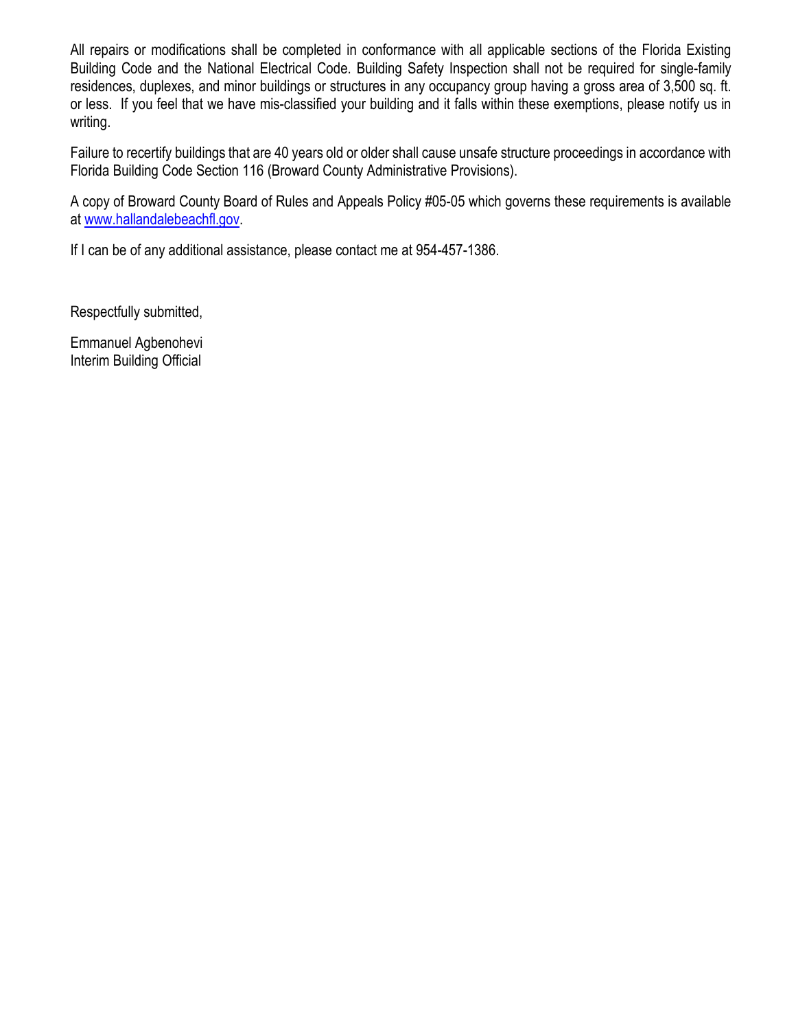All repairs or modifications shall be completed in conformance with all applicable sections of the Florida Existing Building Code and the National Electrical Code. Building Safety Inspection shall not be required for single-family residences, duplexes, and minor buildings or structures in any occupancy group having a gross area of 3,500 sq. ft. or less. If you feel that we have mis-classified your building and it falls within these exemptions, please notify us in writing.

Failure to recertify buildings that are 40 years old or older shall cause unsafe structure proceedings in accordance with Florida Building Code Section 116 (Broward County Administrative Provisions).

A copy of Broward County Board of Rules and Appeals Policy #05-05 which governs these requirements is available at www.hallandalebeachfl.gov.

If I can be of any additional assistance, please contact me at 954-457-1386.

Respectfully submitted,

Emmanuel Agbenohevi
Interim Building Official